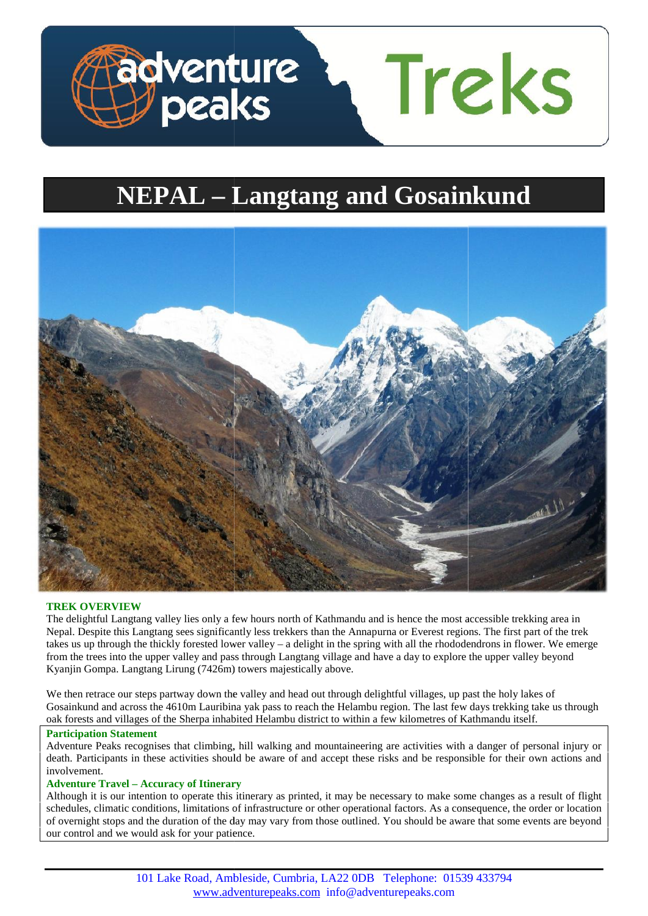# NEPAL – Langtang and Gosainkund

## TREK OVERVIEW

The delightful Langtang valley lies only a few hours north of Kathmandu and is hence the most accessible trekking area in Nepal. Despite this Langtang sees significantly less trekkers than the Annapurna or Everest regions. The first part of the trek takes us up through the thickly forested lower valley – a delight in the spring with all the rhododendrons in flower. We emerge from the trees into the upper valley and pass through Langtang village and have a day to explore the upper valley beyond Kyanjin Gompa. Langtang Lirung (7426m) towers majestically above.

We then retrace our steps partway down the valley and head out through delightful villages, up past the holy lakes of Gosainkund and across the 4610m Lauribina yak pass to reach the Helambu region. The last few days trekking take us through oak forests and villages of the Sherpa inhabited Helambu district to within a few kilometres of Kathmandu itself.

### Participation Statement

Adventure Peaks recognises that climbing, hill walking and mountaineering are activities with a danger of personal injury or death. Participants in these activities should be aware of and accept these risks and be responsible for their own actions and involvement.

### Adventure Travel – Accuracy of Itinerary

Although it is our intention to operate this itinerary as printed, it may be necessary to make some changes as a result of flight schedules, climatic conditions, limitations of infrastructure or other operational factors. As a consequence, the order or location of overnight stops and the duration of the day may vary from those outlined. You should be aware that some events are beyond our control and we would ask for your patience.

101 Lake Road, Ambleside, Cumbria, LA22 0DB Telephone: 01539 433794
www.adventurepeaks.com info@adventurepeaks.com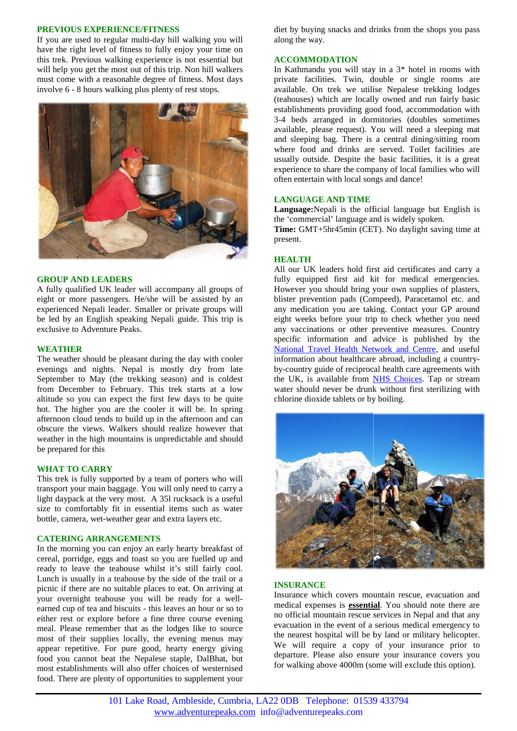## PREVIOUS EXPERIENCE/FITNESS

If you are used to regular multi-day hill walking you will have the right level of fitness to fully enjoy your time on this trek. Previous walking experience is not essential but will help you get the most out of this trip. Non hill walkers must come with a reasonable degree of fitness. Most days involve 6 - 8 hours walking plus plenty of rest stops.

## GROUP AND LEADERS

A fully qualified UK leader will accompany all groups of eight or more passengers. He/she will be assisted by an experienced Nepali leader. Smaller or private groups will be led by an English speaking Nepali guide. This trip is exclusive to Adventure Peaks.

## WEATHER

The weather should be pleasant during the day with cooler evenings and nights. Nepal is mostly dry from late September to May (the trekking season) and is coldest from December to February. This trek starts at a low altitude so you can expect the first few days to be quite hot. The higher you are the cooler it will be. In spring afternoon cloud tends to build up in the afternoon and can obscure the views. Walkers should realize however that weather in the high mountains is unpredictable and should be prepared for this

## WHAT TO CARRY

This trek is fully supported by a team of porters who will transport your main baggage. You will only need to carry a light daypack at the very most. A 35l rucksack is a useful size to comfortably fit in essential items such as water bottle, camera, wet-weather gear and extra layers etc.

## CATERING ARRANGEMENTS

In the morning you can enjoy an early hearty breakfast of cereal, porridge, eggs and toast so you are fuelled up and ready to leave the teahouse whilst it's still fairly cool. Lunch is usually in a teahouse by the side of the trail or a picnic if there are no suitable places to eat. On arriving at your overnight teahouse you will be ready for a well-earned cup of tea and biscuits - this leaves an hour or so to either rest or explore before a fine three course evening meal. Please remember that as the lodges like to source most of their supplies locally, the evening menus may appear repetitive. For pure good, hearty energy giving food you cannot beat the Nepalese staple, DalBhat, but most establishments will also offer choices of westernised food. There are plenty of opportunities to supplement your diet by buying snacks and drinks from the shops you pass along the way.

## ACCOMMODATION

In Kathmandu you will stay in a 3* hotel in rooms with private facilities. Twin, double or single rooms are available. On trek we utilise Nepalese trekking lodges (teahouses) which are locally owned and run fairly basic establishments providing good food, accommodation with 3-4 beds arranged in dormitories (doubles sometimes available, please request). You will need a sleeping mat and sleeping bag. There is a central dining/sitting room where food and drinks are served. Toilet facilities are usually outside. Despite the basic facilities, it is a great experience to share the company of local families who will often entertain with local songs and dance!

## LANGUAGE AND TIME

**Language:** Nepali is the official language but English is the 'commercial' language and is widely spoken.
**Time:** GMT+5hr45min (CET). No daylight saving time at present.

## HEALTH

All our UK leaders hold first aid certificates and carry a fully equipped first aid kit for medical emergencies. However you should bring your own supplies of plasters, blister prevention pads (Compeed), Paracetamol etc. and any medication you are taking. Contact your GP around eight weeks before your trip to check whether you need any vaccinations or other preventive measures. Country specific information and advice is published by the National Travel Health Network and Centre, and useful information about healthcare abroad, including a country-by-country guide of reciprocal health care agreements with the UK, is available from NHS Choices. Tap or stream water should never be drunk without first sterilizing with chlorine dioxide tablets or by boiling.

## INSURANCE

Insurance which covers mountain rescue, evacuation and medical expenses is **essential**. You should note there are no official mountain rescue services in Nepal and that any evacuation in the event of a serious medical emergency to the nearest hospital will be by land or military helicopter. We will require a copy of your insurance prior to departure. Please also ensure your insurance covers you for walking above 4000m (some will exclude this option).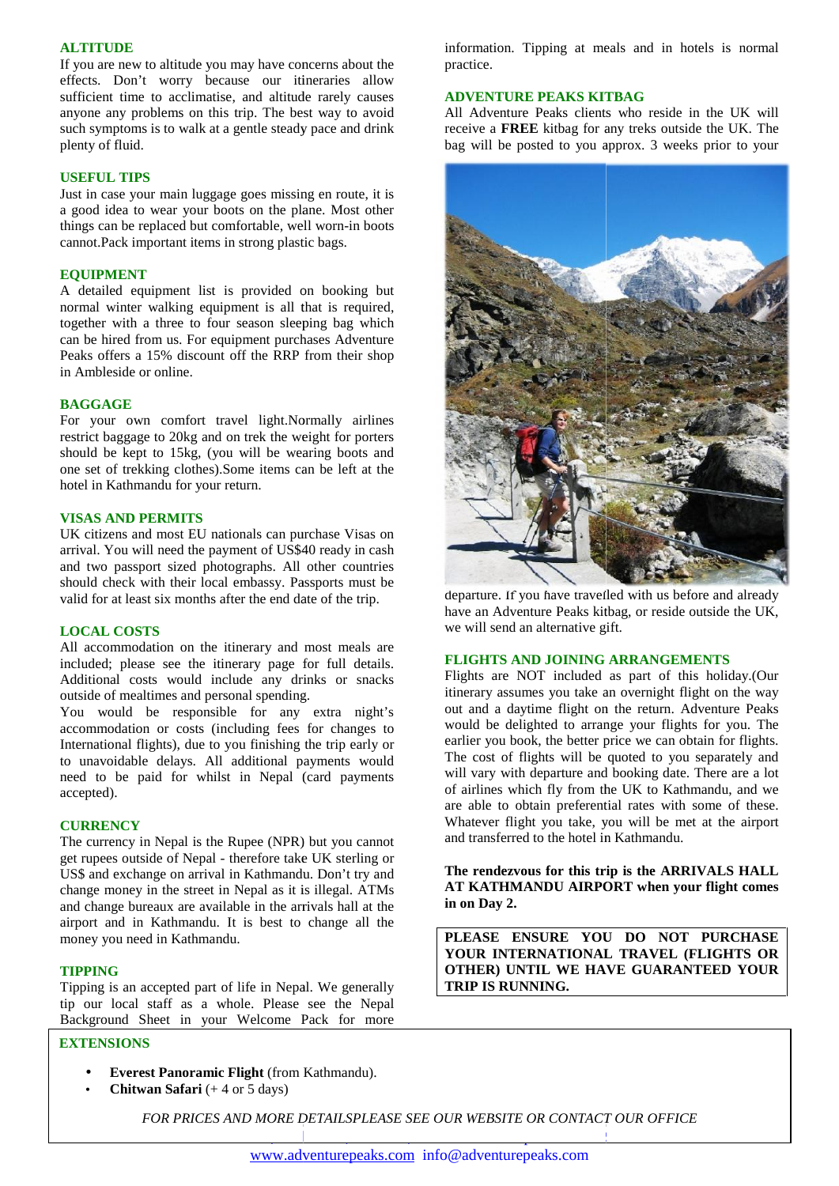## ALTITUDE

If you are new to altitude you may have concerns about the effects. Don't worry because our itineraries allow sufficient time to acclimatise, and altitude rarely causes anyone any problems on this trip. The best way to avoid such symptoms is to walk at a gentle steady pace and drink plenty of fluid.

## USEFUL TIPS

Just in case your main luggage goes missing en route, it is a good idea to wear your boots on the plane. Most other things can be replaced but comfortable, well worn-in boots cannot.Pack important items in strong plastic bags.

## EQUIPMENT

A detailed equipment list is provided on booking but normal winter walking equipment is all that is required, together with a three to four season sleeping bag which can be hired from us. For equipment purchases Adventure Peaks offers a 15% discount off the RRP from their shop in Ambleside or online.

## BAGGAGE

For your own comfort travel light.Normally airlines restrict baggage to 20kg and on trek the weight for porters should be kept to 15kg, (you will be wearing boots and one set of trekking clothes).Some items can be left at the hotel in Kathmandu for your return.

## VISAS AND PERMITS

UK citizens and most EU nationals can purchase Visas on arrival. You will need the payment of US$40 ready in cash and two passport sized photographs. All other countries should check with their local embassy. Passports must be valid for at least six months after the end date of the trip.

## LOCAL COSTS

All accommodation on the itinerary and most meals are included; please see the itinerary page for full details. Additional costs would include any drinks or snacks outside of mealtimes and personal spending.

You would be responsible for any extra night's accommodation or costs (including fees for changes to International flights), due to you finishing the trip early or to unavoidable delays. All additional payments would need to be paid for whilst in Nepal (card payments accepted).

## CURRENCY

The currency in Nepal is the Rupee (NPR) but you cannot get rupees outside of Nepal - therefore take UK sterling or US$ and exchange on arrival in Kathmandu. Don't try and change money in the street in Nepal as it is illegal. ATMs and change bureaux are available in the arrivals hall at the airport and in Kathmandu. It is best to change all the money you need in Kathmandu.

## TIPPING

Tipping is an accepted part of life in Nepal. We generally tip our local staff as a whole. Please see the Nepal Background Sheet in your Welcome Pack for more information. Tipping at meals and in hotels is normal practice.

## ADVENTURE PEAKS KITBAG

All Adventure Peaks clients who reside in the UK will receive a **FREE** kitbag for any treks outside the UK. The bag will be posted to you approx. 3 weeks prior to your departure. If you have travelled with us before and already have an Adventure Peaks kitbag, or reside outside the UK, we will send an alternative gift.

## FLIGHTS AND JOINING ARRANGEMENTS

Flights are NOT included as part of this holiday.(Our itinerary assumes you take an overnight flight on the way out and a daytime flight on the return. Adventure Peaks would be delighted to arrange your flights for you. The earlier you book, the better price we can obtain for flights. The cost of flights will be quoted to you separately and will vary with departure and booking date. There are a lot of airlines which fly from the UK to Kathmandu, and we are able to obtain preferential rates with some of these. Whatever flight you take, you will be met at the airport and transferred to the hotel in Kathmandu.

**The rendezvous for this trip is the ARRIVALS HALL AT KATHMANDU AIRPORT when your flight comes in on Day 2.**

**PLEASE ENSURE YOU DO NOT PURCHASE YOUR INTERNATIONAL TRAVEL (FLIGHTS OR OTHER) UNTIL WE HAVE GUARANTEED YOUR TRIP IS RUNNING.**

## EXTENSIONS

- **Everest Panoramic Flight** (from Kathmandu).
- **Chitwan Safari** (+ 4 or 5 days)

*FOR PRICES AND MORE DETAILSPLEASE SEE OUR WEBSITE OR CONTACT OUR OFFICE*

www.adventurepeaks.com info@adventurepeaks.com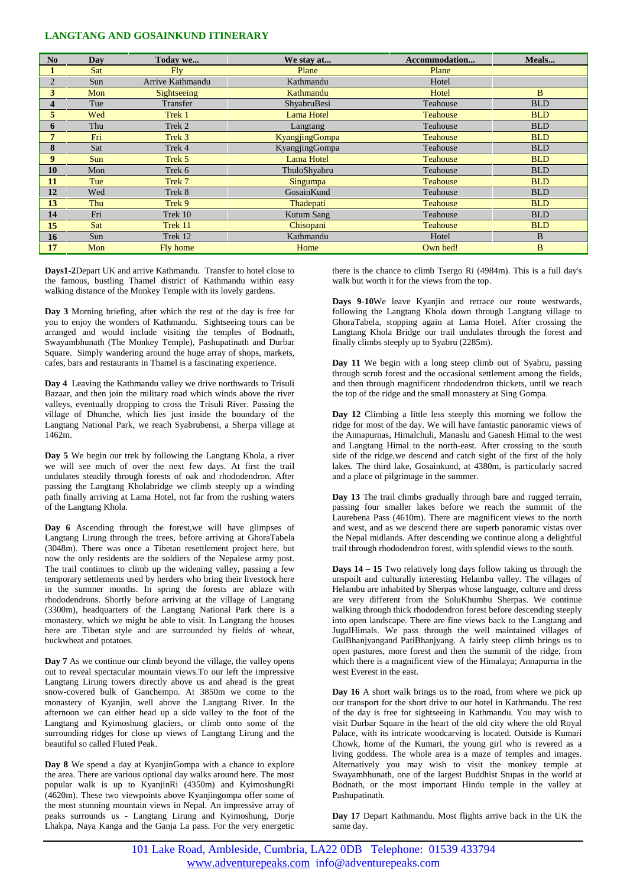## LANGTANG AND GOSAINKUND ITINERARY

| No | Day | Today we... | We stay at... | Accommodation... | Meals... |
|---|---|---|---|---|---|
| 1 | Sat | Fly | Plane | Plane | |
| 2 | Sun | Arrive Kathmandu | Kathmandu | Hotel | |
| 3 | Mon | Sightseeing | Kathmandu | Hotel | B |
| 4 | Tue | Transfer | ShyabruBesi | Teahouse | BLD |
| 5 | Wed | Trek 1 | Lama Hotel | Teahouse | BLD |
| 6 | Thu | Trek 2 | Langtang | Teahouse | BLD |
| 7 | Fri | Trek 3 | KyangjingGompa | Teahouse | BLD |
| 8 | Sat | Trek 4 | KyangjingGompa | Teahouse | BLD |
| 9 | Sun | Trek 5 | Lama Hotel | Teahouse | BLD |
| 10 | Mon | Trek 6 | ThuloShyabru | Teahouse | BLD |
| 11 | Tue | Trek 7 | Singumpa | Teahouse | BLD |
| 12 | Wed | Trek 8 | GosainKund | Teahouse | BLD |
| 13 | Thu | Trek 9 | Thadepati | Teahouse | BLD |
| 14 | Fri | Trek 10 | Kutum Sang | Teahouse | BLD |
| 15 | Sat | Trek 11 | Chisopani | Teahouse | BLD |
| 16 | Sun | Trek 12 | Kathmandu | Hotel | B |
| 17 | Mon | Fly home | Home | Own bed! | B |

**Days1-2**Depart UK and arrive Kathmandu. Transfer to hotel close to the famous, bustling Thamel district of Kathmandu within easy walking distance of the Monkey Temple with its lovely gardens.

**Day 3** Morning briefing, after which the rest of the day is free for you to enjoy the wonders of Kathmandu. Sightseeing tours can be arranged and would include visiting the temples of Bodnath, Swayambhunath (The Monkey Temple), Pashupatinath and Durbar Square. Simply wandering around the huge array of shops, markets, cafes, bars and restaurants in Thamel is a fascinating experience.

**Day 4** Leaving the Kathmandu valley we drive northwards to Trisuli Bazaar, and then join the military road which winds above the river valleys, eventually dropping to cross the Trisuli River. Passing the village of Dhunche, which lies just inside the boundary of the Langtang National Park, we reach Syabrubensi, a Sherpa village at 1462m.

**Day 5** We begin our trek by following the Langtang Khola, a river we will see much of over the next few days. At first the trail undulates steadily through forests of oak and rhododendron. After passing the Langtang Kholabridge we climb steeply up a winding path finally arriving at Lama Hotel, not far from the rushing waters of the Langtang Khola.

**Day 6** Ascending through the forest,we will have glimpses of Langtang Lirung through the trees, before arriving at GhoraTabela (3048m). There was once a Tibetan resettlement project here, but now the only residents are the soldiers of the Nepalese army post. The trail continues to climb up the widening valley, passing a few temporary settlements used by herders who bring their livestock here in the summer months. In spring the forests are ablaze with rhododendrons. Shortly before arriving at the village of Langtang (3300m), headquarters of the Langtang National Park there is a monastery, which we might be able to visit. In Langtang the houses here are Tibetan style and are surrounded by fields of wheat, buckwheat and potatoes.

**Day 7** As we continue our climb beyond the village, the valley opens out to reveal spectacular mountain views.To our left the impressive Langtang Lirung towers directly above us and ahead is the great snow-covered bulk of Ganchempo. At 3850m we come to the monastery of Kyanjin, well above the Langtang River. In the afternoon we can either head up a side valley to the foot of the Langtang and Kyimoshung glaciers, or climb onto some of the surrounding ridges for close up views of Langtang Lirung and the beautiful so called Fluted Peak.

**Day 8** We spend a day at KyanjinGompa with a chance to explore the area. There are various optional day walks around here. The most popular walk is up to KyanjinRi (4350m) and KyimoshungRi (4620m). These two viewpoints above Kyanjingompa offer some of the most stunning mountain views in Nepal. An impressive array of peaks surrounds us - Langtang Lirung and Kyimoshung, Dorje Lhakpa, Naya Kanga and the Ganja La pass. For the very energetic there is the chance to climb Tsergo Ri (4984m). This is a full day's walk but worth it for the views from the top.

**Days 9-10**We leave Kyanjin and retrace our route westwards, following the Langtang Khola down through Langtang village to GhoraTabela, stopping again at Lama Hotel. After crossing the Langtang Khola Bridge our trail undulates through the forest and finally climbs steeply up to Syabru (2285m).

**Day 11** We begin with a long steep climb out of Syabru, passing through scrub forest and the occasional settlement among the fields, and then through magnificent rhododendron thickets, until we reach the top of the ridge and the small monastery at Sing Gompa.

**Day 12** Climbing a little less steeply this morning we follow the ridge for most of the day. We will have fantastic panoramic views of the Annapurnas, Himalchuli, Manaslu and Ganesh Himal to the west and Langtang Himal to the north-east. After crossing to the south side of the ridge,we descend and catch sight of the first of the holy lakes. The third lake, Gosainkund, at 4380m, is particularly sacred and a place of pilgrimage in the summer.

**Day 13** The trail climbs gradually through bare and rugged terrain, passing four smaller lakes before we reach the summit of the Laurebena Pass (4610m). There are magnificent views to the north and west, and as we descend there are superb panoramic vistas over the Nepal midlands. After descending we continue along a delightful trail through rhododendron forest, with splendid views to the south.

**Days 14 – 15** Two relatively long days follow taking us through the unspoilt and culturally interesting Helambu valley. The villages of Helambu are inhabited by Sherpas whose language, culture and dress are very different from the SoluKhumbu Sherpas. We continue walking through thick rhododendron forest before descending steeply into open landscape. There are fine views back to the Langtang and JugalHimals. We pass through the well maintained villages of GulBhanjyangand PatiBhanjyang. A fairly steep climb brings us to open pastures, more forest and then the summit of the ridge, from which there is a magnificent view of the Himalaya; Annapurna in the west Everest in the east.

**Day 16** A short walk brings us to the road, from where we pick up our transport for the short drive to our hotel in Kathmandu. The rest of the day is free for sightseeing in Kathmandu. You may wish to visit Durbar Square in the heart of the old city where the old Royal Palace, with its intricate woodcarving is located. Outside is Kumari Chowk, home of the Kumari, the young girl who is revered as a living goddess. The whole area is a maze of temples and images. Alternatively you may wish to visit the monkey temple at Swayambhunath, one of the largest Buddhist Stupas in the world at Bodnath, or the most important Hindu temple in the valley at Pashupatinath.

**Day 17** Depart Kathmandu. Most flights arrive back in the UK the same day.

101 Lake Road, Ambleside, Cumbria, LA22 0DB Telephone: 01539 433794
www.adventurepeaks.com info@adventurepeaks.com